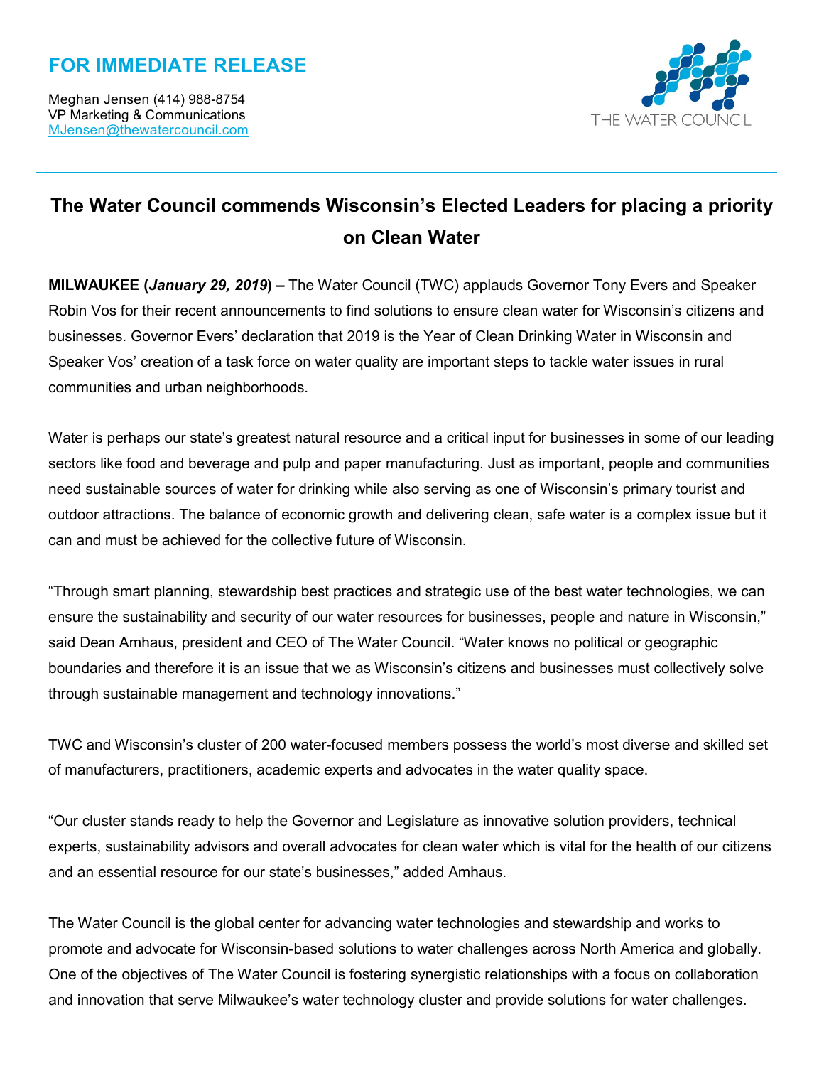**FOR IMMEDIATE RELEASE**

Meghan Jensen (414) 988-8754
VP Marketing & Communications
MJensen@thewatercouncil.com

THE WATER COUNCIL

---

# The Water Council commends Wisconsin's Elected Leaders for placing a priority on Clean Water

**MILWAUKEE (*January 29, 2019*) –** The Water Council (TWC) applauds Governor Tony Evers and Speaker Robin Vos for their recent announcements to find solutions to ensure clean water for Wisconsin's citizens and businesses. Governor Evers' declaration that 2019 is the Year of Clean Drinking Water in Wisconsin and Speaker Vos' creation of a task force on water quality are important steps to tackle water issues in rural communities and urban neighborhoods.

Water is perhaps our state's greatest natural resource and a critical input for businesses in some of our leading sectors like food and beverage and pulp and paper manufacturing. Just as important, people and communities need sustainable sources of water for drinking while also serving as one of Wisconsin's primary tourist and outdoor attractions. The balance of economic growth and delivering clean, safe water is a complex issue but it can and must be achieved for the collective future of Wisconsin.

"Through smart planning, stewardship best practices and strategic use of the best water technologies, we can ensure the sustainability and security of our water resources for businesses, people and nature in Wisconsin," said Dean Amhaus, president and CEO of The Water Council. "Water knows no political or geographic boundaries and therefore it is an issue that we as Wisconsin's citizens and businesses must collectively solve through sustainable management and technology innovations."

TWC and Wisconsin's cluster of 200 water-focused members possess the world's most diverse and skilled set of manufacturers, practitioners, academic experts and advocates in the water quality space.

"Our cluster stands ready to help the Governor and Legislature as innovative solution providers, technical experts, sustainability advisors and overall advocates for clean water which is vital for the health of our citizens and an essential resource for our state's businesses," added Amhaus.

The Water Council is the global center for advancing water technologies and stewardship and works to promote and advocate for Wisconsin-based solutions to water challenges across North America and globally. One of the objectives of The Water Council is fostering synergistic relationships with a focus on collaboration and innovation that serve Milwaukee's water technology cluster and provide solutions for water challenges.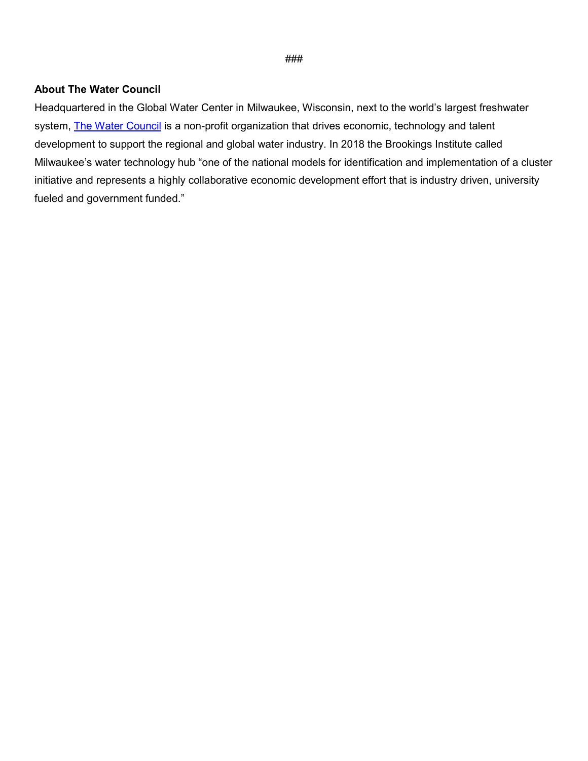###

**About The Water Council**

Headquartered in the Global Water Center in Milwaukee, Wisconsin, next to the world's largest freshwater system, The Water Council is a non-profit organization that drives economic, technology and talent development to support the regional and global water industry. In 2018 the Brookings Institute called Milwaukee's water technology hub "one of the national models for identification and implementation of a cluster initiative and represents a highly collaborative economic development effort that is industry driven, university fueled and government funded."